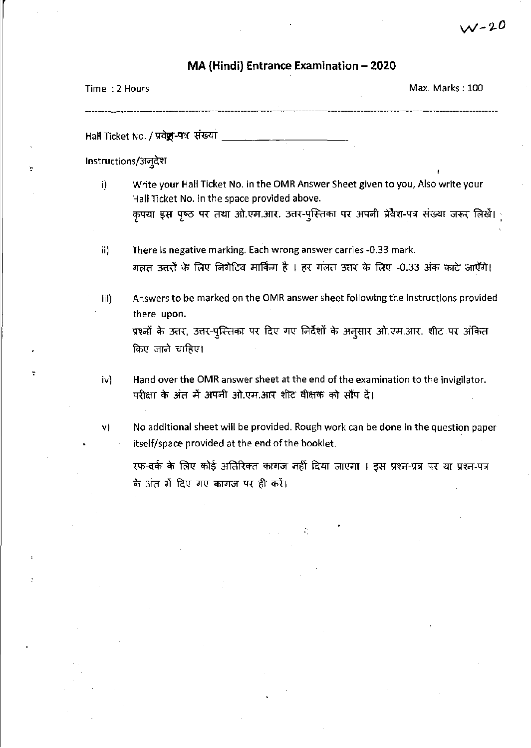W-20

# MA (Hindi) Entrance Examination – 2020

Time : 2 Hours                                                                                    Max. Marks : 100

---

Hall Ticket No. / प्रवेश-पत्र संख्या ____________________

Instructions/अनुदेश

i) Write your Hall Ticket No. in the OMR Answer Sheet given to you, Also write your Hall Ticket No. in the space provided above.
कृपया इस पृष्ठ पर तथा ओ.एम.आर. उत्तर-पुस्तिका पर अपनी प्रवेश-पत्र संख्या जरूर लिखें।

ii) There is negative marking. Each wrong answer carries -0.33 mark.
गलत उत्तरों के लिए निगेटिव मार्किंग है । हर गलत उत्तर के लिए -0.33 अंक काटे जाएँगे।

iii) Answers to be marked on the OMR answer sheet following the instructions provided there upon.
प्रश्नों के उत्तर, उत्तर-पुस्तिका पर दिए गए निर्देशों के अनुसार ओ.एम.आर. शीट पर अंकित किए जाने चाहिए।

iv) Hand over the OMR answer sheet at the end of the examination to the invigilator.
परीक्षा के अंत में अपनी ओ.एम.आर शीट वीक्षक को सौंप दें।

v) No additional sheet will be provided. Rough work can be done in the question paper itself/space provided at the end of the booklet.
रफ-वर्क के लिए कोई अतिरिक्त कागज नहीं दिया जाएगा । इस प्रश्न-प्रत्र पर या प्रश्न-पत्र के अंत में दिए गए कागज पर ही करें।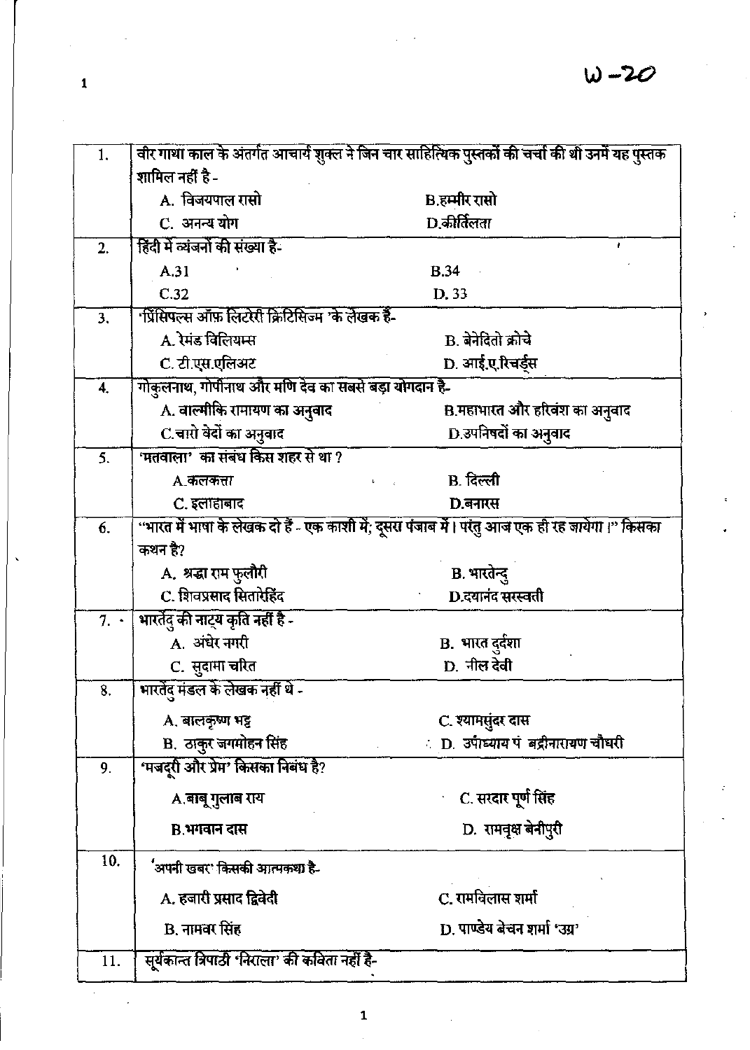W-20

| | | |
|---|---|---|
| 1. | वीर गाथा काल के अंतर्गत आचार्य शुक्ल ने जिन चार साहित्यिक पुस्तकों की चर्चा की थी उनमें यह पुस्तक शामिल नहीं है - | |
| | A. विजयपाल रासो | B.हम्मीर रासो |
| | C. अनन्य योग | D.कीर्तिलता |
| 2. | हिंदी में व्यंजनों की संख्या है- | |
| | A.31 | B.34 |
| | C.32 | D. 33 |
| 3. | 'प्रिंसिपल्स ऑफ लिटरेरी क्रिटिसिज्म 'के लेखक हैं- | |
| | A. रेमंड विलियम्स | B. बेनेदितो क्रोचे |
| | C. टी.एस.एलिअट | D. आई.ए.रिचर्ड्स |
| 4. | गोकुलनाथ, गोपीनाथ और मणि देव का सबसे बड़ा योगदान है- | |
| | A. वाल्मीकि रामायण का अनुवाद | B.महाभारत और हरिवंश का अनुवाद |
| | C.चारो वेदों का अनुवाद | D.उपनिषदों का अनुवाद |
| 5. | 'मतवाला' का संबंध किस शहर से था ? | |
| | A.कलकत्ता | B. दिल्ली |
| | C. इलाहाबाद | D.बनारस |
| 6. | "भारत में भाषा के लेखक दो हैं - एक काशी में; दूसरा पंजाब में। परंतु आज एक ही रह जायेगा।" किसका कथन है? | |
| | A. श्रद्धा राम फुलौरी | B. भारतेन्दु |
| | C. शिवप्रसाद सितारेहिंद | D.दयानंद सरस्वती |
| 7. | भारतेंदु की नाट्य कृति नहीं है - | |
| | A. अंधेर नगरी | B. भारत दुर्दशा |
| | C. सुदामा चरित | D. नील देवी |
| 8. | भारतेंदु मंडल के लेखक नहीं थे - | |
| | A. बालकृष्ण भट्ट | C. श्यामसुंदर दास |
| | B. ठाकुर जगमोहन सिंह | D. उपाध्याय पं बद्रीनारायण चौधरी |
| 9. | 'मजदूरी और प्रेम' किसका निबंध है? | |
| | A.बाबू गुलाब राय | C. सरदार पूर्ण सिंह |
| | B.भगवान दास | D. रामवृक्ष बेनीपुरी |
| 10. | 'अपनी खबर' किसकी आत्मकथा है- | |
| | A. हजारी प्रसाद द्विवेदी | C. रामविलास शर्मा |
| | B. नामवर सिंह | D. पाण्डेय बेचन शर्मा 'उग्र' |
| 11. | सूर्यकान्त त्रिपाठी 'निराला' की कविता नहीं है- | |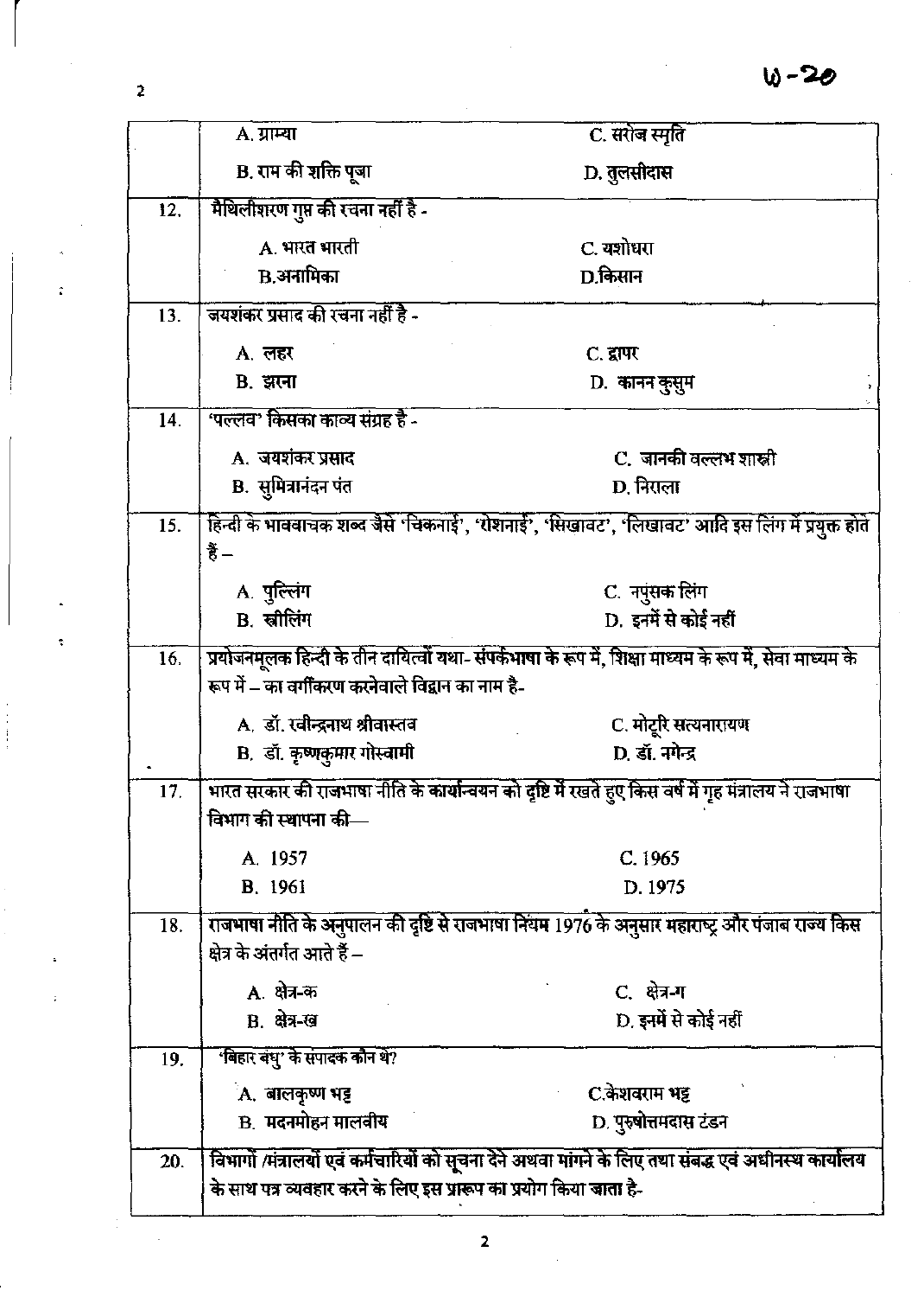W-20

| | | |
|---|---|---|
| | A. ग्राम्या | C. सरोज स्मृति |
| | B. राम की शक्ति पूजा | D. तुलसीदास |
| 12. | मैथिलीशरण गुप्त की रचना नहीं है - | |
| | A. भारत भारती | C. यशोधरा |
| | B.अनामिका | D.किसान |
| 13. | जयशंकर प्रसाद की रचना नहीं है - | |
| | A. लहर | C. द्वापर |
| | B. झरना | D. कानन कुसुम |
| 14. | 'पल्लव' किसका काव्य संग्रह है - | |
| | A. जयशंकर प्रसाद | C. जानकी वल्लभ शास्त्री |
| | B. सुमित्रानंदन पंत | D. निराला |
| 15. | हिन्दी के भाववाचक शब्द जैसे 'चिकनाई', 'रोशनाई', 'सिखावट', 'लिखावट' आदि इस लिंग में प्रयुक्त होते हैं – | |
| | A. पुल्लिंग | C. नपुंसक लिंग |
| | B. स्त्रीलिंग | D. इनमें से कोई नहीं |
| 16. | प्रयोजनमूलक हिन्दी के तीन दायित्वों यथा- संपर्कभाषा के रूप में, शिक्षा माध्यम के रूप में, सेवा माध्यम के रूप में – का वर्गीकरण करनेवाले विद्वान का नाम है- | |
| | A. डॉ. रवीन्द्रनाथ श्रीवास्तव | C. मोटूरि सत्यनारायण |
| | B. डॉ. कृष्णकुमार गोस्वामी | D. डॉ. नगेन्द्र |
| 17. | भारत सरकार की राजभाषा नीति के कार्यान्वयन को दृष्टि में रखते हुए किस वर्ष में गृह मंत्रालय ने राजभाषा विभाग की स्थापना की— | |
| | A. 1957 | C. 1965 |
| | B. 1961 | D. 1975 |
| 18. | राजभाषा नीति के अनुपालन की दृष्टि से राजभाषा नियम 1976 के अनुसार महाराष्ट्र और पंजाब राज्य किस क्षेत्र के अंतर्गत आते हैं – | |
| | A. क्षेत्र-क | C. क्षेत्र-ग |
| | B. क्षेत्र-ख | D. इनमें से कोई नहीं |
| 19. | 'बिहार बंधु' के संपादक कौन थे? | |
| | A. बालकृष्ण भट्ट | C.केशवराम भट्ट |
| | B. मदनमोहन मालवीय | D. पुरुषोत्तमदास टंडन |
| 20. | विभागों /मंत्रालयों एवं कर्मचारियों को सूचना देने अथवा मांगने के लिए तथा संबद्ध एवं अधीनस्थ कार्यालय के साथ पत्र व्यवहार करने के लिए इस प्रारूप का प्रयोग किया जाता है- | |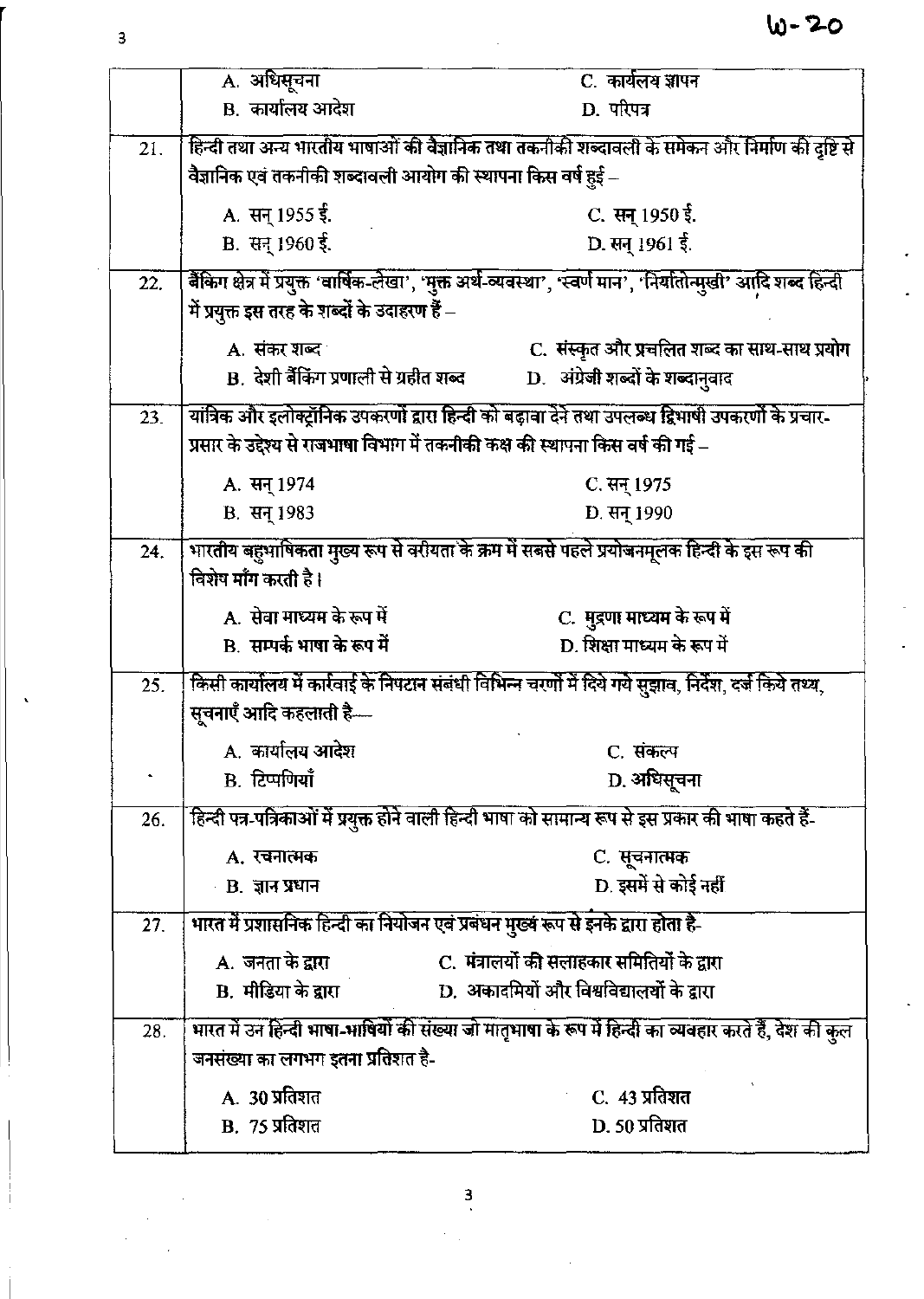W-20

| | | |
|---|---|---|
| | A. अधिसूचना | C. कार्यलय ज्ञापन |
| | B. कार्यालय आदेश | D. परिपत्र |
| 21. | हिन्दी तथा अन्य भारतीय भाषाओं की वैज्ञानिक तथा तकनीकी शब्दावली के समेकन और निर्माण की दृष्टि से वैज्ञानिक एवं तकनीकी शब्दावली आयोग की स्थापना किस वर्ष हुई – | |
| | A. सन् 1955 ई. | C. सन् 1950 ई. |
| | B. सन् 1960 ई. | D. सन् 1961 ई. |
| 22. | बैंकिंग क्षेत्र में प्रयुक्त 'वार्षिक-लेखा', 'मुक्त अर्थ-व्यवस्था', 'स्वर्ण मान', 'निर्यातोन्मुखी' आदि शब्द हिन्दी में प्रयुक्त इस तरह के शब्दों के उदाहरण हैं – | |
| | A. संकर शब्द | C. संस्कृत और प्रचलित शब्द का साथ-साथ प्रयोग |
| | B. देशी बैंकिंग प्रणाली से ग्रहीत शब्द | D. अंग्रेजी शब्दों के शब्दानुवाद |
| 23. | यांत्रिक और इलेक्ट्रॉनिक उपकरणों द्वारा हिन्दी को बढ़ावा देने तथा उपलब्ध द्विभाषी उपकरणों के प्रचार-प्रसार के उद्देश्य से राजभाषा विभाग में तकनीकी कक्ष की स्थापना किस वर्ष की गई – | |
| | A. सन् 1974 | C. सन् 1975 |
| | B. सन् 1983 | D. सन् 1990 |
| 24. | भारतीय बहुभाषिकता मुख्य रूप से वरीयता के क्रम में सबसे पहले प्रयोजनमूलक हिन्दी के इस रूप की विशेष माँग करती है। | |
| | A. सेवा माध्यम के रूप में | C. मुद्रण माध्यम के रूप में |
| | B. सम्पर्क भाषा के रूप में | D. शिक्षा माध्यम के रूप में |
| 25. | किसी कार्यालय में कार्रवाई के निपटान संबंधी विभिन्न चरणों में दिये गये सुझाव, निर्देश, दर्ज किये तथ्य, सूचनाएँ आदि कहलाती है— | |
| | A. कार्यालय आदेश | C. संकल्प |
| | B. टिप्पणियाँ | D. अधिसूचना |
| 26. | हिन्दी पत्र-पत्रिकाओं में प्रयुक्त होने वाली हिन्दी भाषा को सामान्य रूप से इस प्रकार की भाषा कहते हैं- | |
| | A. रचनात्मक | C. सूचनात्मक |
| | B. ज्ञान प्रधान | D. इसमें से कोई नहीं |
| 27. | भारत में प्रशासनिक हिन्दी का नियोजन एवं प्रबंधन मुख्य रूप से इनके द्वारा होता है- | |
| | A. जनता के द्वारा | C. मंत्रालयों की सलाहकार समितियों के द्वारा |
| | B. मीडिया के द्वारा | D. अकादमियों और विश्वविद्यालयों के द्वारा |
| 28. | भारत में उन हिन्दी भाषा-भाषियों की संख्या जो मातृभाषा के रूप में हिन्दी का व्यवहार करते हैं, देश की कुल जनसंख्या का लगभग इतना प्रतिशत है- | |
| | A. 30 प्रतिशत | C. 43 प्रतिशत |
| | B. 75 प्रतिशत | D. 50 प्रतिशत |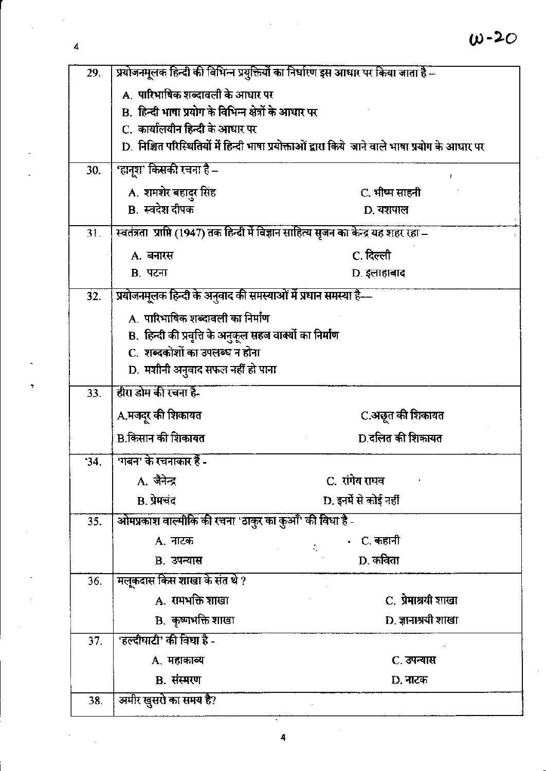W-20

29. प्रयोजनमूलक हिन्दी की विभिन्न प्रयुक्तियों का निर्धारण इस आधार पर किया जाता है –
   - A. पारिभाषिक शब्दावली के आधार पर
   - B. हिन्दी भाषा प्रयोग के विभिन्न क्षेत्रों के आधार पर
   - C. कार्यालयीन हिन्दी के आधार पर
   - D. निश्चित परिस्थितियों में हिन्दी भाषा प्रयोक्ताओं द्वारा किये जाने वाले भाषा प्रयोग के आधार पर

30. 'हानूश' किसकी रचना है –
   - A. शमशेर बहादुर सिंह
   - B. स्वदेश दीपक
   - C. भीष्म साहनी
   - D. यशपाल

31. स्वतंत्रता प्राप्ति (1947) तक हिन्दी में विज्ञान साहित्य सृजन का केन्द्र यह शहर रहा –
   - A. बनारस
   - B. पटना
   - C. दिल्ली
   - D. इलाहाबाद

32. प्रयोजनमूलक हिन्दी के अनुवाद की समस्याओं में प्रधान समस्या है—
   - A. पारिभाषिक शब्दावली का निर्माण
   - B. हिन्दी की प्रवृत्ति के अनुकूल सहज वाक्यों का निर्माण
   - C. शब्दकोशों का उपलब्ध न होना
   - D. मशीनी अनुवाद सफल नहीं हो पाना

33. हीरा डोम की रचना है-
   - A. मजदूर की शिकायत
   - B. किसान की शिकायत
   - C. अछूत की शिकायत
   - D. दलित की शिकायत

34. 'गबन' के रचनाकार हैं -
   - A. जैनेन्द्र
   - B. प्रेमचंद
   - C. रांगेय राघव
   - D. इनमें से कोई नहीं

35. ओमप्रकाश वाल्मीकि की रचना 'ठाकुर का कुआँ' की विधा है -
   - A. नाटक
   - B. उपन्यास
   - C. कहानी
   - D. कविता

36. मलूकदास किस शाखा के संत थे ?
   - A. रामभक्ति शाखा
   - B. कृष्णभक्ति शाखा
   - C. प्रेमाश्रयी शाखा
   - D. ज्ञानाश्रयी शाखा

37. 'हल्दीघाटी' की विधा है -
   - A. महाकाव्य
   - B. संस्मरण
   - C. उपन्यास
   - D. नाटक

38. अमीर खुसरो का समय है?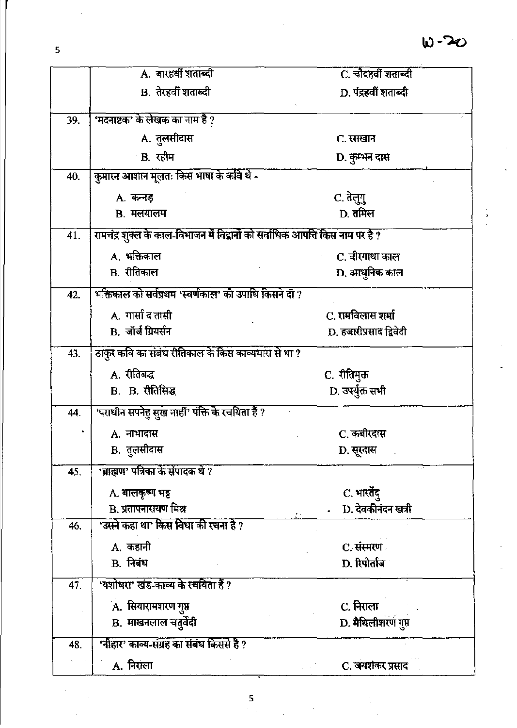| | | |
|---|---|---|
| | A. बारहवीं शताब्दी | C. चौदहवीं शताब्दी |
| | B. तेरहवीं शताब्दी | D. पंद्रहवीं शताब्दी |
| 39. | 'मदनाष्टक' के लेखक का नाम है ? | |
| | A. तुलसीदास | C. रसखान |
| | B. रहीम | D. कुम्भन दास |
| 40. | कुमारन आशान मूलतः किस भाषा के कवि थे - | |
| | A. कन्नड़ | C. तेलुगु |
| | B. मलयालम | D. तमिल |
| 41. | रामचंद्र शुक्ल के काल-विभाजन में विद्वानों को सर्वाधिक आपत्ति किस नाम पर है ? | |
| | A. भक्तिकाल | C. वीरगाथा काल |
| | B. रीतिकाल | D. आधुनिक काल |
| 42. | भक्तिकाल को सर्वप्रथम 'स्वर्णकाल' की उपाधि किसने दी ? | |
| | A. गार्सा द तासी | C. रामविलास शर्मा |
| | B. जॉर्ज ग्रियर्सन | D. हजारीप्रसाद द्विवेदी |
| 43. | ठाकुर कवि का संबंध रीतिकाल के किस काव्यधारा से था ? | |
| | A. रीतिबद्ध | C. रीतिमुक्त |
| | B. B. रीतिसिद्ध | D. उपर्युक्त सभी |
| 44. | 'पराधीन सपनेहु सुख नाहीं' पंक्ति के रचयिता हैं ? | |
| | A. नाभादास | C. कबीरदास |
| | B. तुलसीदास | D. सूरदास |
| 45. | 'ब्राह्मण' पत्रिका के संपादक थे ? | |
| | A. बालकृष्ण भट्ट | C. भारतेंदु |
| | B. प्रतापनारायण मिश्र | D. देवकीनंदन खत्री |
| 46. | 'उसने कहा था' किस विधा की रचना है ? | |
| | A. कहानी | C. संस्मरण |
| | B. निबंध | D. रिपोर्ताज |
| 47. | 'यशोधरा' खंड-काव्य के रचयिता हैं ? | |
| | A. सियारामशरण गुप्त | C. निराला |
| | B. माखनलाल चतुर्वेदी | D. मैथिलीशरण गुप्त |
| 48. | 'नीहार' काव्य-संग्रह का संबंध किससे है ? | |
| | A. निराला | C. जयशंकर प्रसाद |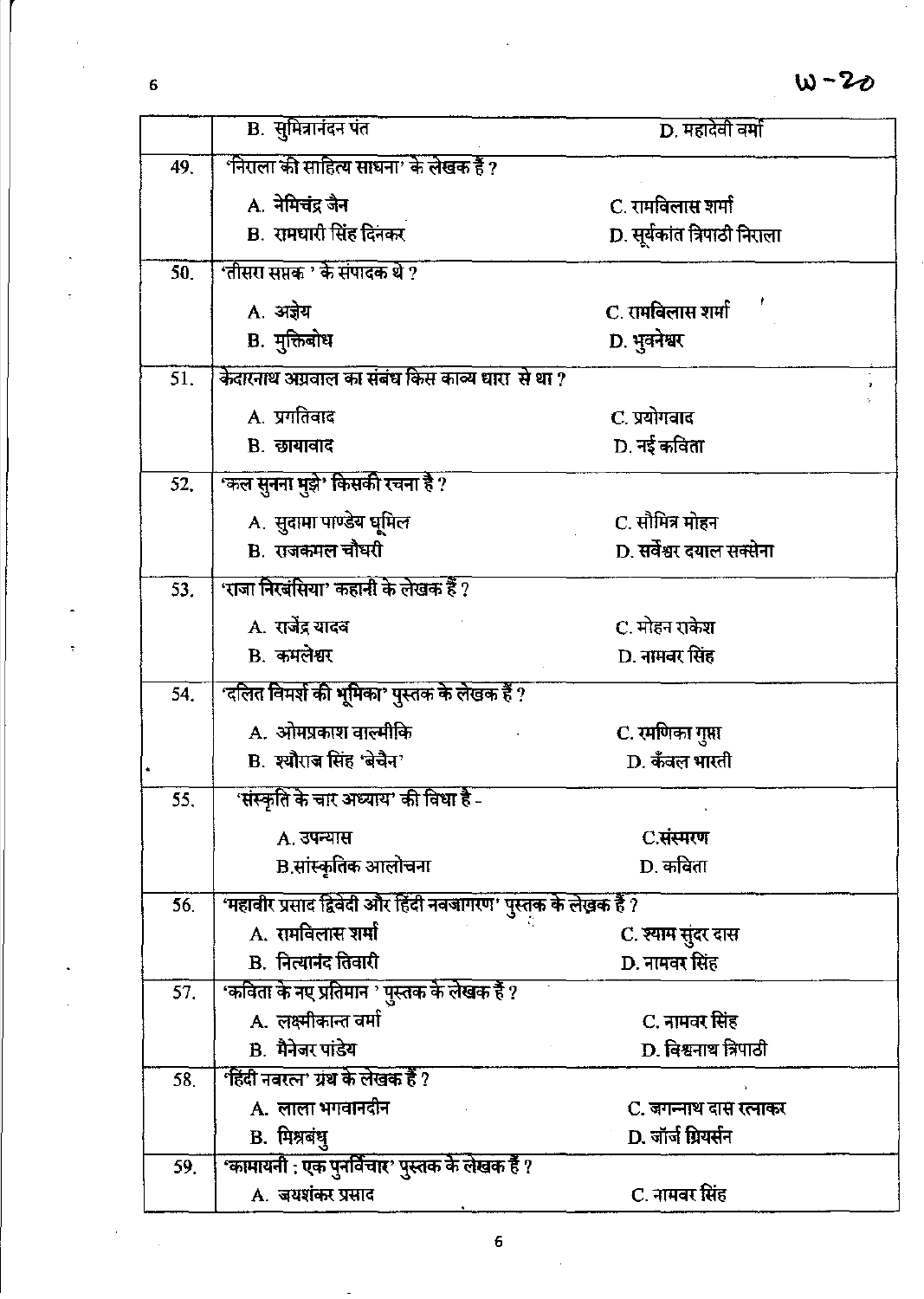W-20

| | | |
|---|---|---|
| | B. सुमित्रानंदन पंत | D. महादेवी वर्मा |
| 49. | 'निराला की साहित्य साधना' के लेखक हैं ? | |
| | A. नेमिचंद्र जैन | C. रामविलास शर्मा |
| | B. रामधारी सिंह दिनकर | D. सूर्यकांत त्रिपाठी निराला |
| 50. | 'तीसरा सप्तक ' के संपादक थे ? | |
| | A. अज्ञेय | C. रामविलास शर्मा |
| | B. मुक्तिबोध | D. भुवनेश्वर |
| 51. | केदारनाथ अग्रवाल का संबंध किस काव्य धारा से था ? | |
| | A. प्रगतिवाद | C. प्रयोगवाद |
| | B. छायावाद | D. नई कविता |
| 52. | 'कल सुनना मुझे' किसकी रचना है ? | |
| | A. सुदामा पाण्डेय धूमिल | C. सौमित्र मोहन |
| | B. राजकमल चौधरी | D. सर्वेश्वर दयाल सक्सेना |
| 53. | 'राजा निरबंसिया' कहानी के लेखक हैं ? | |
| | A. राजेंद्र यादव | C. मोहन राकेश |
| | B. कमलेश्वर | D. नामवर सिंह |
| 54. | 'दलित विमर्श की भूमिका' पुस्तक के लेखक हैं ? | |
| | A. ओमप्रकाश वाल्मीकि | C. रमणिका गुप्ता |
| | B. श्यौराज सिंह 'बेचैन' | D. कँवल भारती |
| 55. | 'संस्कृति के चार अध्याय' की विधा है - | |
| | A. उपन्यास | C.संस्मरण |
| | B.सांस्कृतिक आलोचना | D. कविता |
| 56. | 'महावीर प्रसाद द्विवेदी और हिंदी नवजागरण' पुस्तक के लेखक हैं ? | |
| | A. रामविलास शर्मा | C. श्याम सुंदर दास |
| | B. नित्यानंद तिवारी | D. नामवर सिंह |
| 57. | 'कविता के नए प्रतिमान ' पुस्तक के लेखक हैं ? | |
| | A. लक्ष्मीकान्त वर्मा | C. नामवर सिंह |
| | B. मैनेजर पांडेय | D. विश्वनाथ त्रिपाठी |
| 58. | 'हिंदी नवरत्न' ग्रंथ के लेखक हैं ? | |
| | A. लाला भगवानदीन | C. जगन्नाथ दास रत्नाकर |
| | B. मिश्रबंधु | D. जॉर्ज ग्रियर्सन |
| 59. | 'कामायनी : एक पुनर्विचार' पुस्तक के लेखक हैं ? | |
| | A. जयशंकर प्रसाद | C. नामवर सिंह |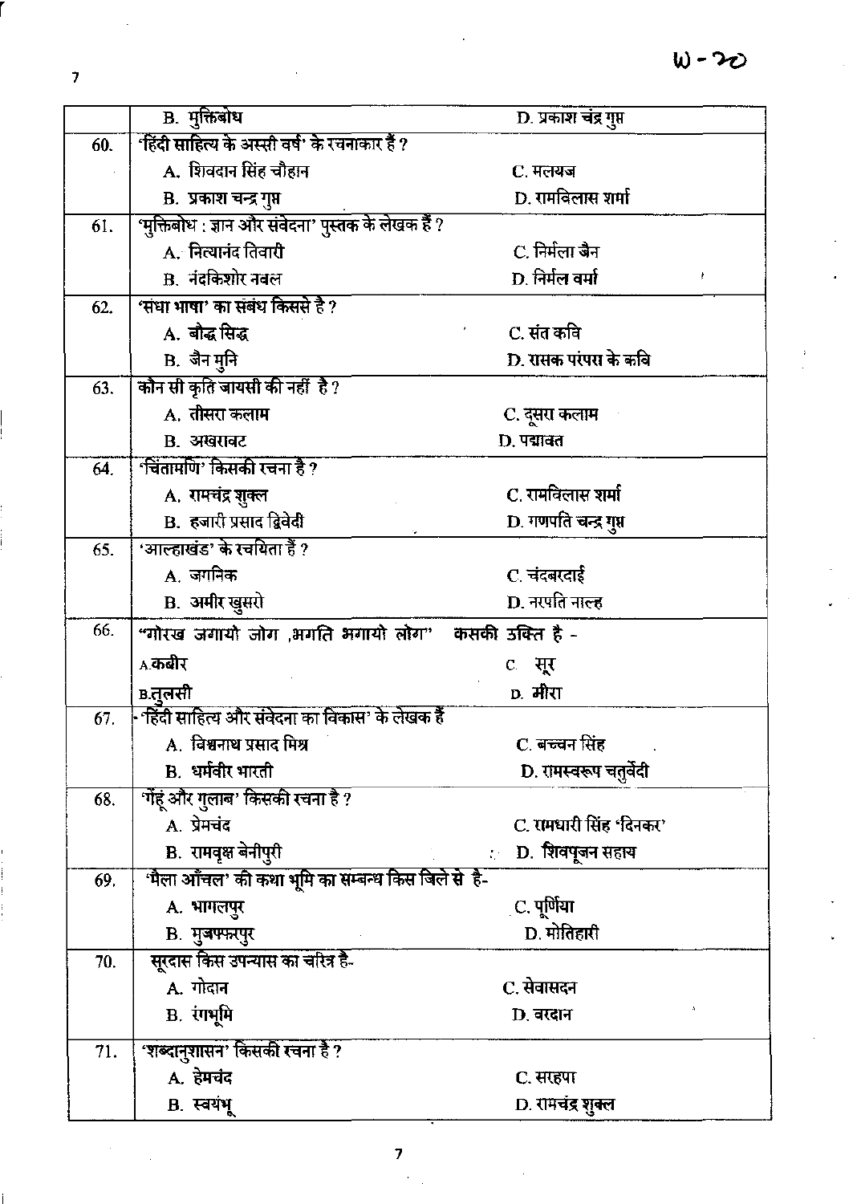|  | B. मुक्तिबोध | D. प्रकाश चंद्र गुप्त |
|---|---|---|
| 60. | 'हिंदी साहित्य के अस्सी वर्ष' के रचनाकार हैं ? | |
|  | A. शिवदान सिंह चौहान | C. मलयज |
|  | B. प्रकाश चन्द्र गुप्त | D. रामविलास शर्मा |
| 61. | 'मुक्तिबोध : ज्ञान और संवेदना' पुस्तक के लेखक हैं ? | |
|  | A. नित्यानंद तिवारी | C. निर्मला जैन |
|  | B. नंदकिशोर नवल | D. निर्मल वर्मा |
| 62. | 'संधा भाषा' का संबंध किससे है ? | |
|  | A. बौद्ध सिद्ध | C. संत कवि |
|  | B. जैन मुनि | D. रासक परंपरा के कवि |
| 63. | कौन सी कृति जायसी की नहीं है ? | |
|  | A. तीसरा कलाम | C. दूसरा कलाम |
|  | B. अखरावट | D. पद्मावत |
| 64. | 'चिंतामणि' किसकी रचना है ? | |
|  | A. रामचंद्र शुक्ल | C. रामविलास शर्मा |
|  | B. हजारी प्रसाद द्विवेदी | D. गणपति चन्द्र गुप्त |
| 65. | 'आल्हाखंड' के रचयिता हैं ? | |
|  | A. जगनिक | C. चंदबरदाई |
|  | B. अमीर खुसरो | D. नरपति नाल्ह |
| 66. | "गोरख जगायो जोग ,भगति भगायो लोग" कसकी उक्ति है - | |
|  | A.कबीर | C. सूर |
|  | B.तुलसी | D. मीरा |
| 67. | 'हिंदी साहित्य और संवेदना का विकास' के लेखक हैं | |
|  | A. विश्वनाथ प्रसाद मिश्र | C. बच्चन सिंह |
|  | B. धर्मवीर भारती | D. रामस्वरूप चतुर्वेदी |
| 68. | 'गेंहू और गुलाब' किसकी रचना है ? | |
|  | A. प्रेमचंद | C. रामधारी सिंह 'दिनकर' |
|  | B. रामवृक्ष बेनीपुरी | D. शिवपूजन सहाय |
| 69. | 'मैला आँचल' की कथा भूमि का सम्बन्ध किस जिले से है- | |
|  | A. भागलपुर | C. पूर्णिया |
|  | B. मुजफ्फरपुर | D. मोतिहारी |
| 70. | सूरदास किस उपन्यास का चरित्र है- | |
|  | A. गोदान | C. सेवासदन |
|  | B. रंगभूमि | D. वरदान |
| 71. | 'शब्दानुशासन' किसकी रचना है ? | |
|  | A. हेमचंद | C. सरहपा |
|  | B. स्वयंभू | D. रामचंद्र शुक्ल |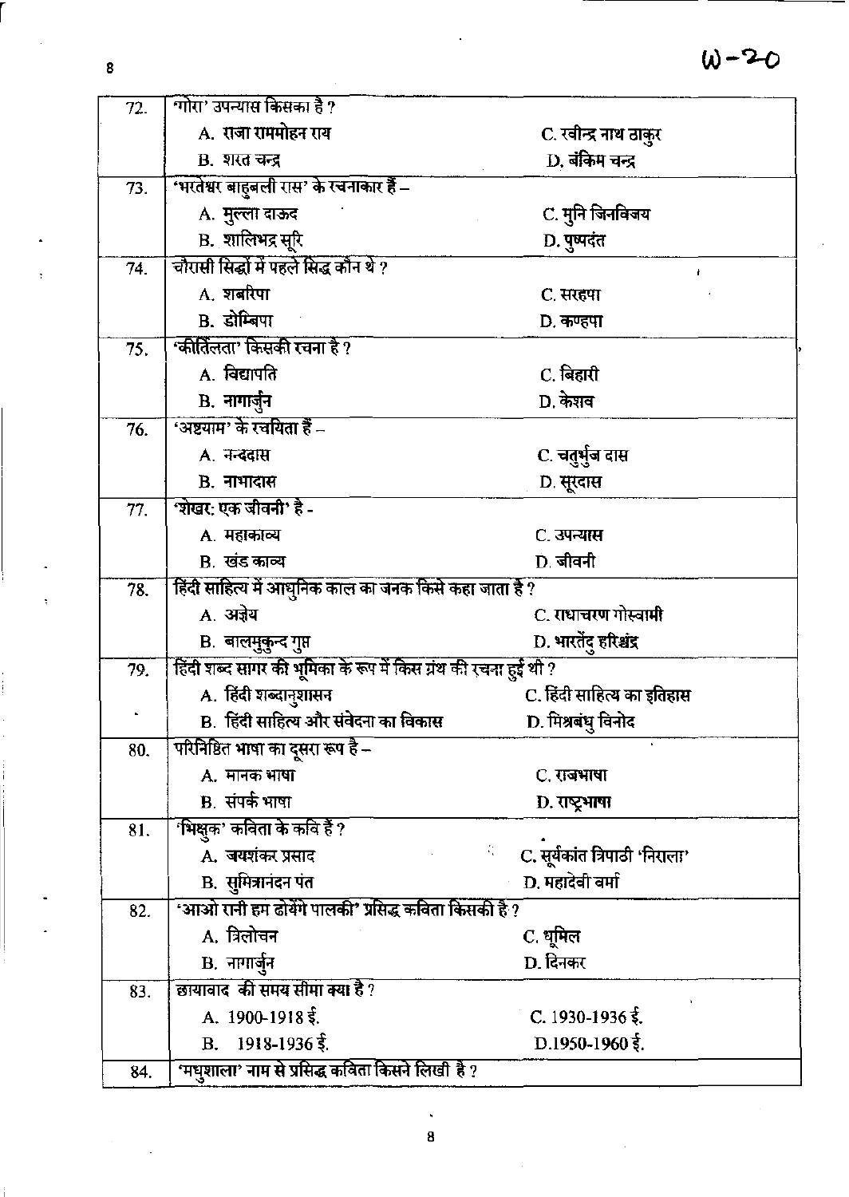W-20

| | | |
|---|---|---|
| 72. | 'गोरा' उपन्यास किसका है ? | |
| | A. राजा राममोहन राय | C. रवीन्द्र नाथ ठाकुर |
| | B. शरत चन्द्र | D. बंकिम चन्द्र |
| 73. | 'भरतेश्वर बाहुबली रास' के रचनाकार हैं – | |
| | A. मुल्ला दाऊद | C. मुनि जिनविजय |
| | B. शालिभद्र सूरि | D. पुष्पदंत |
| 74. | चौरासी सिद्धों में पहले सिद्ध कौन थे ? | |
| | A. शबरीपा | C. सरहपा |
| | B. डोम्बिपा | D. कण्हपा |
| 75. | 'कीर्तिलता' किसकी रचना है ? | |
| | A. विद्यापति | C. बिहारी |
| | B. नागार्जुन | D. केशव |
| 76. | 'अष्टयाम' के रचयिता हैं – | |
| | A. नन्ददास | C. चतुर्भुज दास |
| | B. नाभादास | D. सूरदास |
| 77. | 'शेखर: एक जीवनी' है - | |
| | A. महाकाव्य | C. उपन्यास |
| | B. खंड काव्य | D. जीवनी |
| 78. | हिंदी साहित्य में आधुनिक काल का जनक किसे कहा जाता है ? | |
| | A. अज्ञेय | C. राधाचरण गोस्वामी |
| | B. बालमुकुन्द गुप्त | D. भारतेंदु हरिश्चंद्र |
| 79. | हिंदी शब्द सागर की भूमिका के रूप में किस ग्रंथ की रचना हुई थी ? | |
| | A. हिंदी शब्दानुशासन | C. हिंदी साहित्य का इतिहास |
| | B. हिंदी साहित्य और संवेदना का विकास | D. मिश्रबंधु विनोद |
| 80. | परिनिष्ठित भाषा का दूसरा रूप है – | |
| | A. मानक भाषा | C. राजभाषा |
| | B. संपर्क भाषा | D. राष्ट्रभाषा |
| 81. | 'भिक्षुक' कविता के कवि हैं ? | |
| | A. जयशंकर प्रसाद | C. सूर्यकांत त्रिपाठी 'निराला' |
| | B. सुमित्रानंदन पंत | D. महादेवी वर्मा |
| 82. | 'आओ रानी हम ढोयेंगे पालकी' प्रसिद्ध कविता किसकी है ? | |
| | A. त्रिलोचन | C. धूमिल |
| | B. नागार्जुन | D. दिनकर |
| 83. | छायावाद की समय सीमा क्या है ? | |
| | A. 1900-1918 ई. | C. 1930-1936 ई. |
| | B. 1918-1936 ई. | D.1950-1960 ई. |
| 84. | 'मधुशाला' नाम से प्रसिद्ध कविता किसने लिखी है ? | |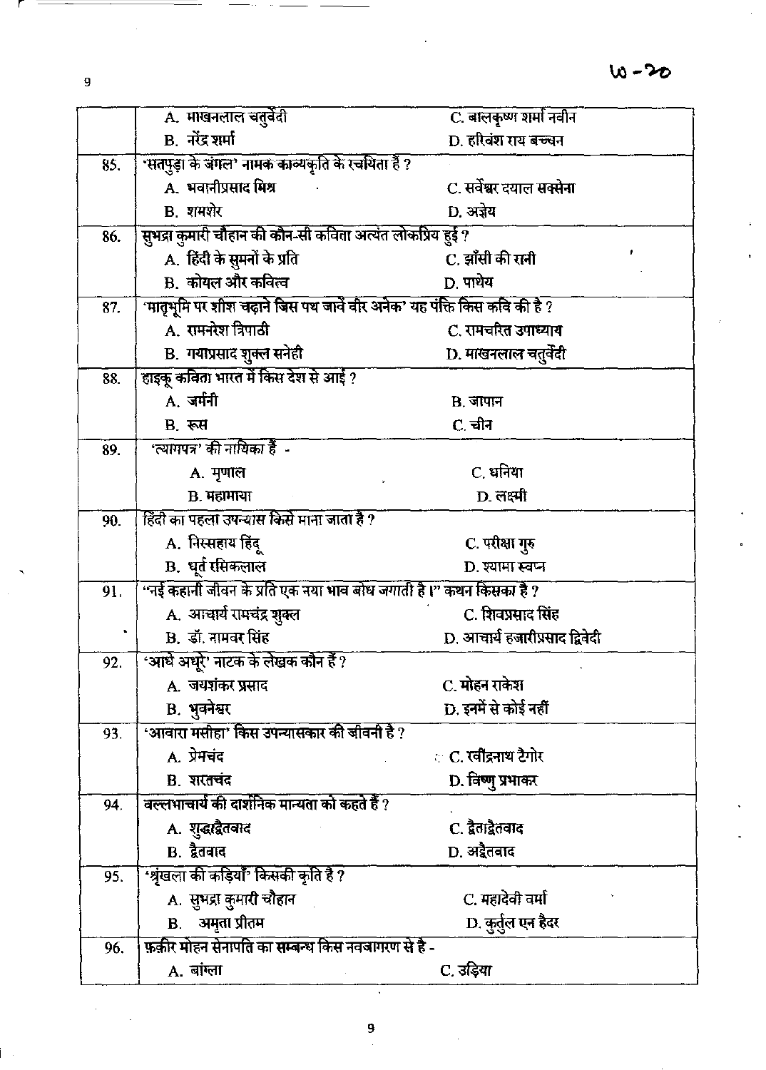| | | |
|---|---|---|
| | A. माखनलाल चतुर्वेदी | C. बालकृष्ण शर्मा नवीन |
| | B. नरेंद्र शर्मा | D. हरिवंश राय बच्चन |
| 85. | 'सतपुड़ा के जंगल' नामक काव्यकृति के रचयिता हैं ? | |
| | A. भवानीप्रसाद मिश्र | C. सर्वेश्वर दयाल सक्सेना |
| | B. शमशेर | D. अज्ञेय |
| 86. | सुभद्रा कुमारी चौहान की कौन-सी कविता अत्यंत लोकप्रिय हुई ? | |
| | A. हिंदी के सुमनों के प्रति | C. झाँसी की रानी |
| | B. कोयल और कवित्व | D. पाथेय |
| 87. | 'मातृभूमि पर शीश चढ़ाने जिस पथ जावें वीर अनेक' यह पंक्ति किस कवि की है ? | |
| | A. रामनरेश त्रिपाठी | C. रामचरित उपाध्याय |
| | B. गयाप्रसाद शुक्ल सनेही | D. माखनलाल चतुर्वेदी |
| 88. | हाइकू कविता भारत में किस देश से आई ? | |
| | A. जर्मनी | B. जापान |
| | B. रूस | C. चीन |
| 89. | 'त्यागपत्र' की नायिका है - | |
| | A. मृणाल | C. धनिया |
| | B. महामाया | D. लक्ष्मी |
| 90. | हिंदी का पहला उपन्यास किसे माना जाता है ? | |
| | A. निस्सहाय हिंदू | C. परीक्षा गुरु |
| | B. धूर्त रसिकलाल | D. श्यामा स्वप्न |
| 91. | "नई कहानी जीवन के प्रति एक नया भाव बोध जगाती है।" कथन किसका है ? | |
| | A. आचार्य रामचंद्र शुक्ल | C. शिवप्रसाद सिंह |
| | B. डॉ. नामवर सिंह | D. आचार्य हजारीप्रसाद द्विवेदी |
| 92. | 'आधे अधूरे' नाटक के लेखक कौन हैं ? | |
| | A. जयशंकर प्रसाद | C. मोहन राकेश |
| | B. भुवनेश्वर | D. इनमें से कोई नहीं |
| 93. | 'आवारा मसीहा' किस उपन्यासकार की जीवनी है ? | |
| | A. प्रेमचंद | C. रवींद्रनाथ टैगोर |
| | B. शरतचंद | D. विष्णु प्रभाकर |
| 94. | वल्लभाचार्य की दार्शनिक मान्यता को कहते हैं ? | |
| | A. शुद्धाद्वैतवाद | C. द्वैताद्वैतवाद |
| | B. द्वैतवाद | D. अद्वैतवाद |
| 95. | 'श्रृंखला की कड़ियाँ' किसकी कृति है ? | |
| | A. सुभद्रा कुमारी चौहान | C. महादेवी वर्मा |
| | B. अमृता प्रीतम | D. कुर्तुल एन हैदर |
| 96. | फ़क़ीर मोहन सेनापति का सम्बन्ध किस नवजागरण से है - | |
| | A. बांग्ला | C. उड़िया |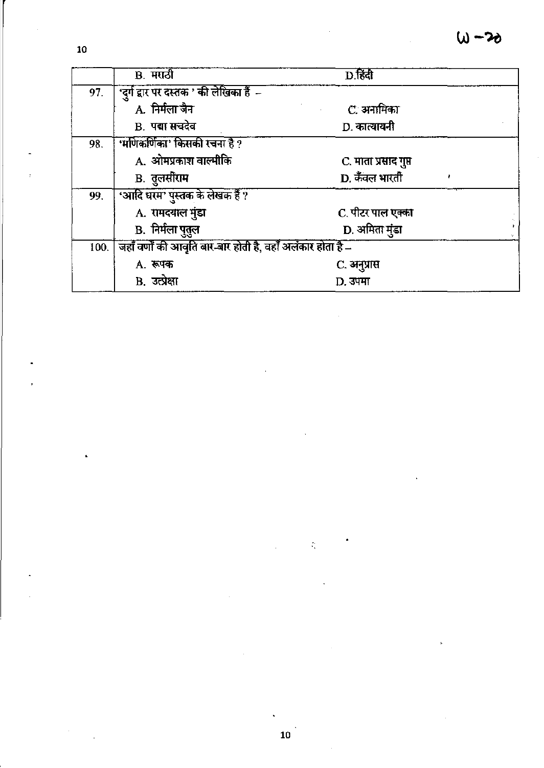| | | |
|---|---|---|
| | B. मराठी | D.हिंदी |
| 97. | 'दुर्ग द्वार पर दस्तक ' की लेखिका हैं – | |
| | A. निर्मला जैन | C. अनामिका |
| | B. पद्मा सचदेव | D. कात्यायनी |
| 98. | 'मणिकर्णिका' किसकी रचना है ? | |
| | A. ओमप्रकाश वाल्मीकि | C. माता प्रसाद गुप्त |
| | B. तुलसीराम | D. कँवल भारती |
| 99. | 'आदि धरम' पुस्तक के लेखक हैं ? | |
| | A. रामदयाल मुंडा | C. पीटर पाल एक्का |
| | B. निर्मला पुतुल | D. अमिता मुंडा |
| 100. | जहाँ वर्णों की आवृति बार-बार होती है, वहाँ अलंकार होता है – | |
| | A. रूपक | C. अनुप्रास |
| | B. उत्प्रेक्षा | D. उपमा |